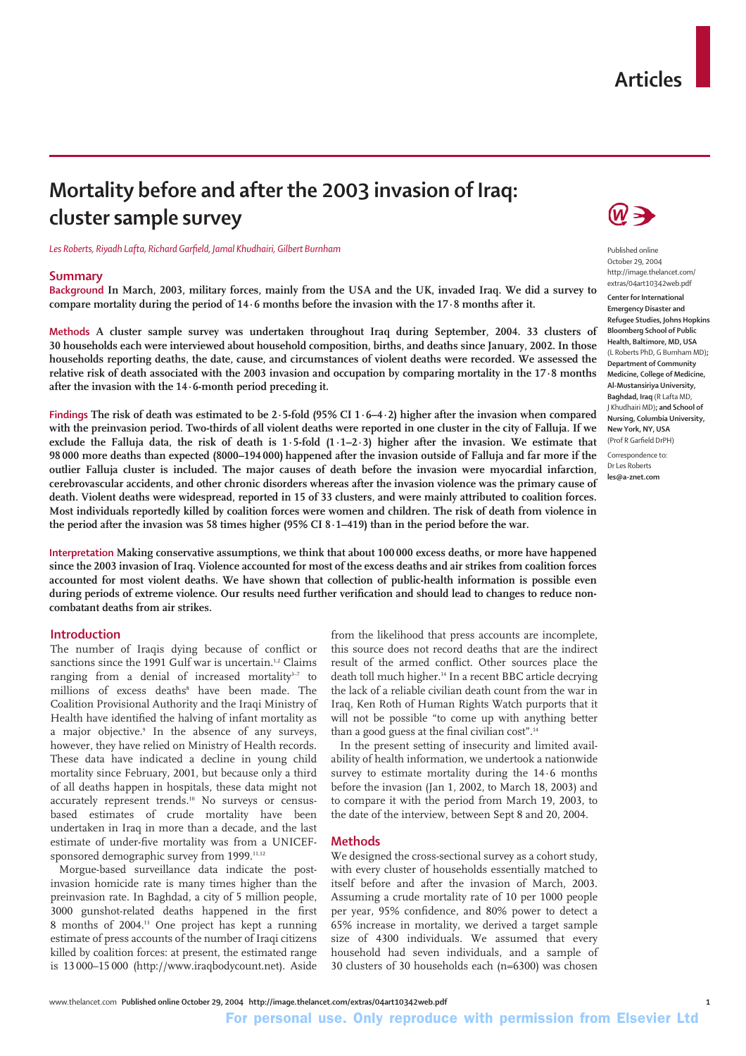# Mortality before and after the 2003 invasion of Iraq: cluster sample survey

*Les Roberts, Riyadh Lafta, Richard Garfield, Jamal Khudhairi, Gilbert Burnham*

Published online October 29, 2004 http://image.thelancet.com/extras/04art10342web.pdf

**Center for International Emergency Disaster and Refugee Studies, Johns Hopkins Bloomberg School of Public Health, Baltimore, MD, USA** (L Roberts PhD, G Burnham MD); **Department of Community Medicine, College of Medicine, Al-Mustansiriya University, Baghdad, Iraq** (R Lafta MD, J Khudhairi MD); **and School of Nursing, Columbia University, New York, NY, USA** (Prof R Garfield DrPH)

Correspondence to: Dr Les Roberts **les@a-znet.com**

## Summary

**Background** In March, 2003, military forces, mainly from the USA and the UK, invaded Iraq. We did a survey to compare mortality during the period of 14·6 months before the invasion with the 17·8 months after it.

**Methods** A cluster sample survey was undertaken throughout Iraq during September, 2004. 33 clusters of 30 households each were interviewed about household composition, births, and deaths since January, 2002. In those households reporting deaths, the date, cause, and circumstances of violent deaths were recorded. We assessed the relative risk of death associated with the 2003 invasion and occupation by comparing mortality in the 17·8 months after the invasion with the 14·6-month period preceding it.

**Findings** The risk of death was estimated to be 2·5-fold (95% CI 1·6–4·2) higher after the invasion when compared with the preinvasion period. Two-thirds of all violent deaths were reported in one cluster in the city of Falluja. If we exclude the Falluja data, the risk of death is 1·5-fold (1·1–2·3) higher after the invasion. We estimate that 98 000 more deaths than expected (8000–194 000) happened after the invasion outside of Falluja and far more if the outlier Falluja cluster is included. The major causes of death before the invasion were myocardial infarction, cerebrovascular accidents, and other chronic disorders whereas after the invasion violence was the primary cause of death. Violent deaths were widespread, reported in 15 of 33 clusters, and were mainly attributed to coalition forces. Most individuals reportedly killed by coalition forces were women and children. The risk of death from violence in the period after the invasion was 58 times higher (95% CI 8·1–419) than in the period before the war.

**Interpretation** Making conservative assumptions, we think that about 100 000 excess deaths, or more have happened since the 2003 invasion of Iraq. Violence accounted for most of the excess deaths and air strikes from coalition forces accounted for most violent deaths. We have shown that collection of public-health information is possible even during periods of extreme violence. Our results need further verification and should lead to changes to reduce non-combatant deaths from air strikes.

## Introduction

The number of Iraqis dying because of conflict or sanctions since the 1991 Gulf war is uncertain.[1,2] Claims ranging from a denial of increased mortality[3–7] to millions of excess deaths[8] have been made. The Coalition Provisional Authority and the Iraqi Ministry of Health have identified the halving of infant mortality as a major objective.[9] In the absence of any surveys, however, they have relied on Ministry of Health records. These data have indicated a decline in young child mortality since February, 2001, but because only a third of all deaths happen in hospitals, these data might not accurately represent trends.[10] No surveys or census-based estimates of crude mortality have been undertaken in Iraq in more than a decade, and the last estimate of under-five mortality was from a UNICEF-sponsored demographic survey from 1999.[11,12]

Morgue-based surveillance data indicate the post-invasion homicide rate is many times higher than the preinvasion rate. In Baghdad, a city of 5 million people, 3000 gunshot-related deaths happened in the first 8 months of 2004.[13] One project has kept a running estimate of press accounts of the number of Iraqi citizens killed by coalition forces: at present, the estimated range is 13 000–15 000 (http://www.iraqbodycount.net). Aside from the likelihood that press accounts are incomplete, this source does not record deaths that are the indirect result of the armed conflict. Other sources place the death toll much higher.[14] In a recent BBC article decrying the lack of a reliable civilian death count from the war in Iraq, Ken Roth of Human Rights Watch purports that it will not be possible "to come up with anything better than a good guess at the final civilian cost".[14]

In the present setting of insecurity and limited availability of health information, we undertook a nationwide survey to estimate mortality during the 14·6 months before the invasion (Jan 1, 2002, to March 18, 2003) and to compare it with the period from March 19, 2003, to the date of the interview, between Sept 8 and 20, 2004.

## Methods

We designed the cross-sectional survey as a cohort study, with every cluster of households essentially matched to itself before and after the invasion of March, 2003. Assuming a crude mortality rate of 10 per 1000 people per year, 95% confidence, and 80% power to detect a 65% increase in mortality, we derived a target sample size of 4300 individuals. We assumed that every household had seven individuals, and a sample of 30 clusters of 30 households each (n=6300) was chosen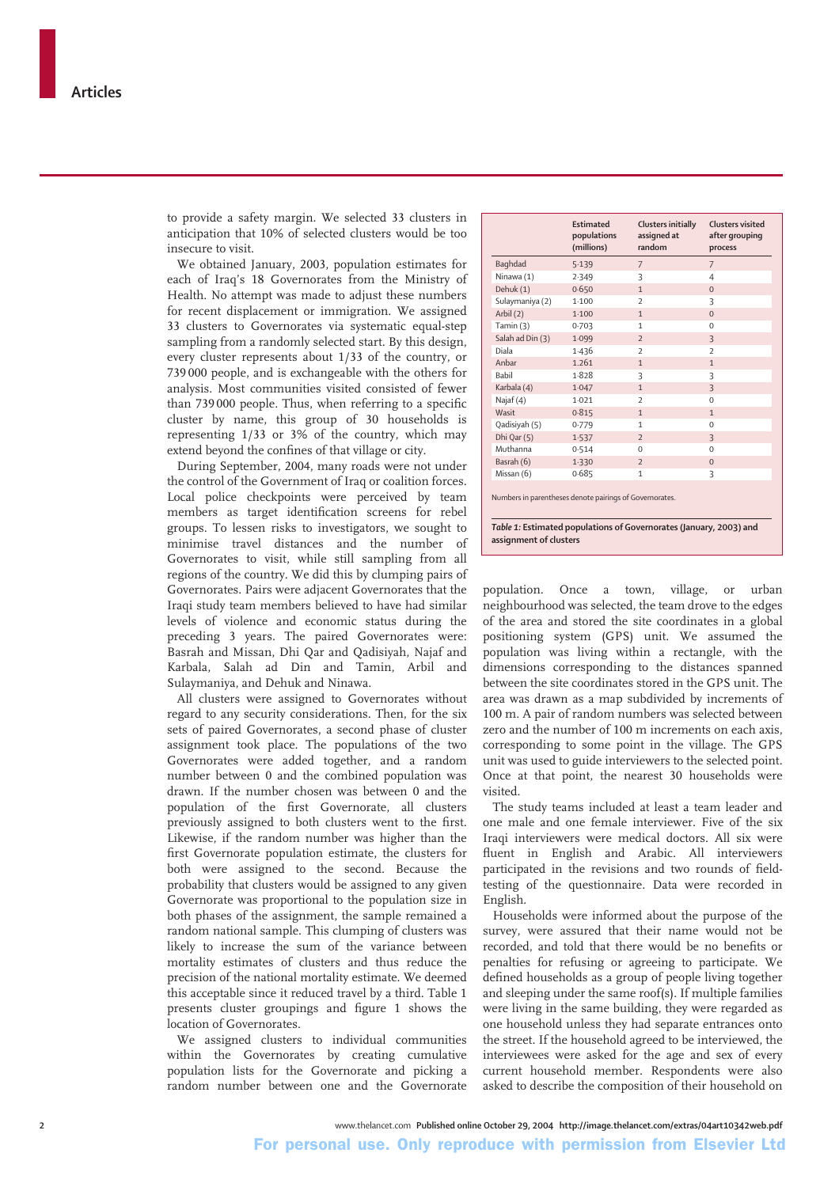to provide a safety margin. We selected 33 clusters in anticipation that 10% of selected clusters would be too insecure to visit.

We obtained January, 2003, population estimates for each of Iraq's 18 Governorates from the Ministry of Health. No attempt was made to adjust these numbers for recent displacement or immigration. We assigned 33 clusters to Governorates via systematic equal-step sampling from a randomly selected start. By this design, every cluster represents about 1/33 of the country, or 739 000 people, and is exchangeable with the others for analysis. Most communities visited consisted of fewer than 739 000 people. Thus, when referring to a specific cluster by name, this group of 30 households is representing 1/33 or 3% of the country, which may extend beyond the confines of that village or city.

During September, 2004, many roads were not under the control of the Government of Iraq or coalition forces. Local police checkpoints were perceived by team members as target identification screens for rebel groups. To lessen risks to investigators, we sought to minimise travel distances and the number of Governorates to visit, while still sampling from all regions of the country. We did this by clumping pairs of Governorates. Pairs were adjacent Governorates that the Iraqi study team members believed to have had similar levels of violence and economic status during the preceding 3 years. The paired Governorates were: Basrah and Missan, Dhi Qar and Qadisiyah, Najaf and Karbala, Salah ad Din and Tamin, Arbil and Sulaymaniya, and Dehuk and Ninawa.

All clusters were assigned to Governorates without regard to any security considerations. Then, for the six sets of paired Governorates, a second phase of cluster assignment took place. The populations of the two Governorates were added together, and a random number between 0 and the combined population was drawn. If the number chosen was between 0 and the population of the first Governorate, all clusters previously assigned to both clusters went to the first. Likewise, if the random number was higher than the first Governorate population estimate, the clusters for both were assigned to the second. Because the probability that clusters would be assigned to any given Governorate was proportional to the population size in both phases of the assignment, the sample remained a random national sample. This clumping of clusters was likely to increase the sum of the variance between mortality estimates of clusters and thus reduce the precision of the national mortality estimate. We deemed this acceptable since it reduced travel by a third. Table 1 presents cluster groupings and figure 1 shows the location of Governorates.

We assigned clusters to individual communities within the Governorates by creating cumulative population lists for the Governorate and picking a random number between one and the Governorate population. Once a town, village, or urban neighbourhood was selected, the team drove to the edges of the area and stored the site coordinates in a global positioning system (GPS) unit. We assumed the population was living within a rectangle, with the dimensions corresponding to the distances spanned between the site coordinates stored in the GPS unit. The area was drawn as a map subdivided by increments of 100 m. A pair of random numbers was selected between zero and the number of 100 m increments on each axis, corresponding to some point in the village. The GPS unit was used to guide interviewers to the selected point. Once at that point, the nearest 30 households were visited.

The study teams included at least a team leader and one male and one female interviewer. Five of the six Iraqi interviewers were medical doctors. All six were fluent in English and Arabic. All interviewers participated in the revisions and two rounds of field-testing of the questionnaire. Data were recorded in English.

Households were informed about the purpose of the survey, were assured that their name would not be recorded, and told that there would be no benefits or penalties for refusing or agreeing to participate. We defined households as a group of people living together and sleeping under the same roof(s). If multiple families were living in the same building, they were regarded as one household unless they had separate entrances onto the street. If the household agreed to be interviewed, the interviewees were asked for the age and sex of every current household member. Respondents were also asked to describe the composition of their household on

| | Estimated populations (millions) | Clusters initially assigned at random | Clusters visited after grouping process |
|---|---|---|---|
| Baghdad | 5·139 | 7 | 7 |
| Ninawa (1) | 2·349 | 3 | 4 |
| Dehuk (1) | 0·650 | 1 | 0 |
| Sulaymaniya (2) | 1·100 | 2 | 3 |
| Arbil (2) | 1·100 | 1 | 0 |
| Tamin (3) | 0·703 | 1 | 0 |
| Salah ad Din (3) | 1·099 | 2 | 3 |
| Diala | 1·436 | 2 | 2 |
| Anbar | 1.261 | 1 | 1 |
| Babil | 1·828 | 3 | 3 |
| Karbala (4) | 1·047 | 1 | 3 |
| Najaf (4) | 1·021 | 2 | 0 |
| Wasit | 0·815 | 1 | 1 |
| Qadisiyah (5) | 0·779 | 1 | 0 |
| Dhi Qar (5) | 1·537 | 2 | 3 |
| Muthanna | 0·514 | 0 | 0 |
| Basrah (6) | 1·330 | 2 | 0 |
| Missan (6) | 0·685 | 1 | 3 |

Numbers in parentheses denote pairings of Governorates.

*Table 1:* **Estimated populations of Governorates (January, 2003) and assignment of clusters**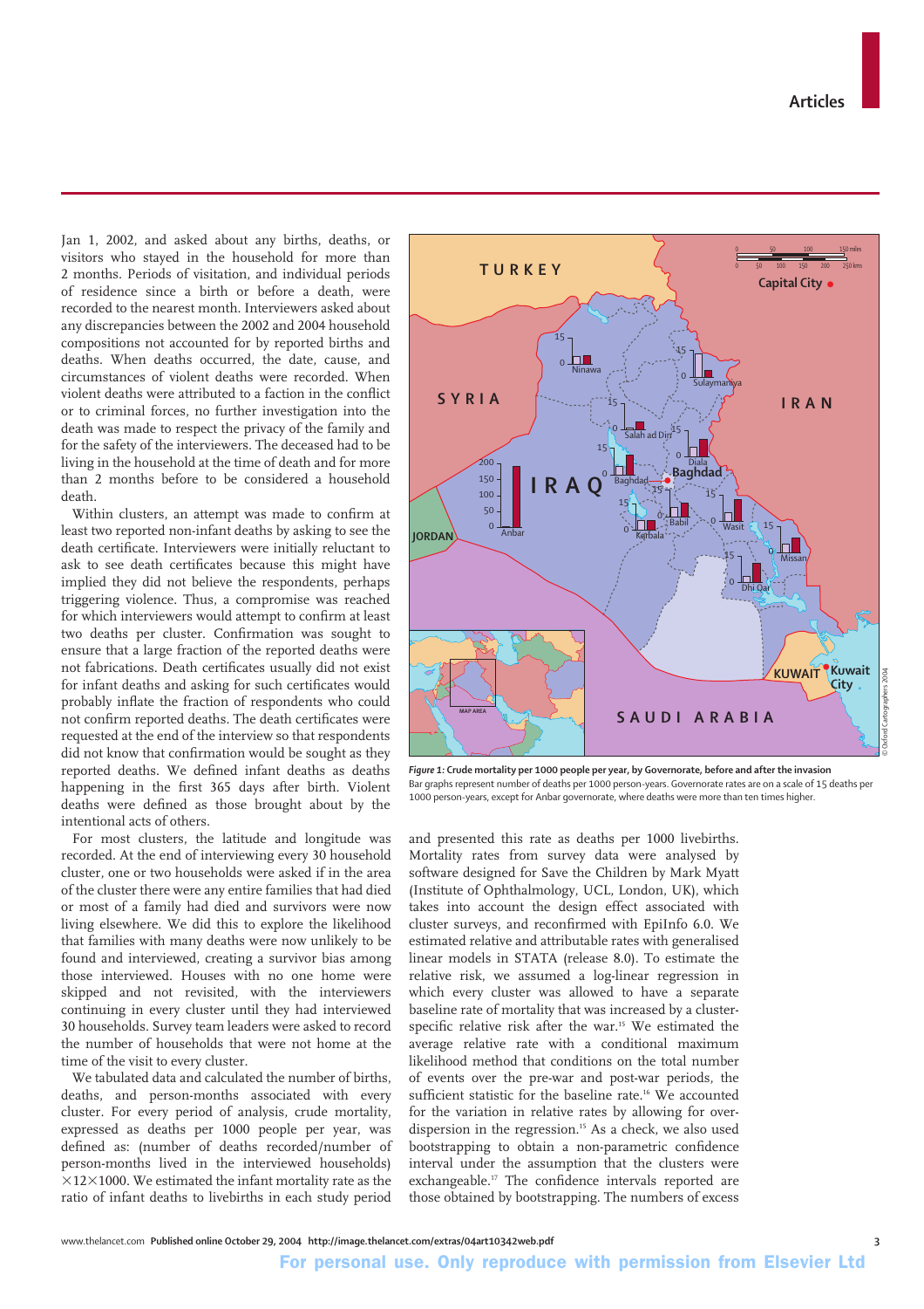Jan 1, 2002, and asked about any births, deaths, or visitors who stayed in the household for more than 2 months. Periods of visitation, and individual periods of residence since a birth or before a death, were recorded to the nearest month. Interviewers asked about any discrepancies between the 2002 and 2004 household compositions not accounted for by reported births and deaths. When deaths occurred, the date, cause, and circumstances of violent deaths were recorded. When violent deaths were attributed to a faction in the conflict or to criminal forces, no further investigation into the death was made to respect the privacy of the family and for the safety of the interviewers. The deceased had to be living in the household at the time of death and for more than 2 months before to be considered a household death.

Within clusters, an attempt was made to confirm at least two reported non-infant deaths by asking to see the death certificate. Interviewers were initially reluctant to ask to see death certificates because this might have implied they did not believe the respondents, perhaps triggering violence. Thus, a compromise was reached for which interviewers would attempt to confirm at least two deaths per cluster. Confirmation was sought to ensure that a large fraction of the reported deaths were not fabrications. Death certificates usually did not exist for infant deaths and asking for such certificates would probably inflate the fraction of respondents who could not confirm reported deaths. The death certificates were requested at the end of the interview so that respondents did not know that confirmation would be sought as they reported deaths. We defined infant deaths as deaths happening in the first 365 days after birth. Violent deaths were defined as those brought about by the intentional acts of others.

For most clusters, the latitude and longitude was recorded. At the end of interviewing every 30 household cluster, one or two households were asked if in the area of the cluster there were any entire families that had died or most of a family had died and survivors were now living elsewhere. We did this to explore the likelihood that families with many deaths were now unlikely to be found and interviewed, creating a survivor bias among those interviewed. Houses with no one home were skipped and not revisited, with the interviewers continuing in every cluster until they had interviewed 30 households. Survey team leaders were asked to record the number of households that were not home at the time of the visit to every cluster.

We tabulated data and calculated the number of births, deaths, and person-months associated with every cluster. For every period of analysis, crude mortality, expressed as deaths per 1000 people per year, was defined as: (number of deaths recorded/number of person-months lived in the interviewed households) $\times 12 \times 1000$. We estimated the infant mortality rate as the ratio of infant deaths to livebirths in each study period and presented this rate as deaths per 1000 livebirths. Mortality rates from survey data were analysed by software designed for Save the Children by Mark Myatt (Institute of Ophthalmology, UCL, London, UK), which takes into account the design effect associated with cluster surveys, and reconfirmed with EpiInfo 6.0. We estimated relative and attributable rates with generalised linear models in STATA (release 8.0). To estimate the relative risk, we assumed a log-linear regression in which every cluster was allowed to have a separate baseline rate of mortality that was increased by a cluster-specific relative risk after the war.[15] We estimated the average relative rate with a conditional maximum likelihood method that conditions on the total number of events over the pre-war and post-war periods, the sufficient statistic for the baseline rate.[16] We accounted for the variation in relative rates by allowing for over-dispersion in the regression.[15] As a check, we also used bootstrapping to obtain a non-parametric confidence interval under the assumption that the clusters were exchangeable.[17] The confidence intervals reported are those obtained by bootstrapping. The numbers of excess

TURKEY
SYRIA
IRAN
IRAQ
JORDAN
SAUDI ARABIA
KUWAIT
Kuwait City
Baghdad
Capital City
0 50 100 150 miles
0 50 100 150 200 250 kms
Ninawa
Sulaymaniya
Salah ad Din
Diala
Baghdad
Anbar
Babil
Wasit
Kerbala
Missan
Dhi Qar
15
0
200
150
100
50
MAP AREA
© Oxford Cartographers 2004

*Figure 1:* **Crude mortality per 1000 people per year, by Governorate, before and after the invasion**
Bar graphs represent number of deaths per 1000 person-years. Governorate rates are on a scale of 15 deaths per 1000 person-years, except for Anbar governorate, where deaths were more than ten times higher.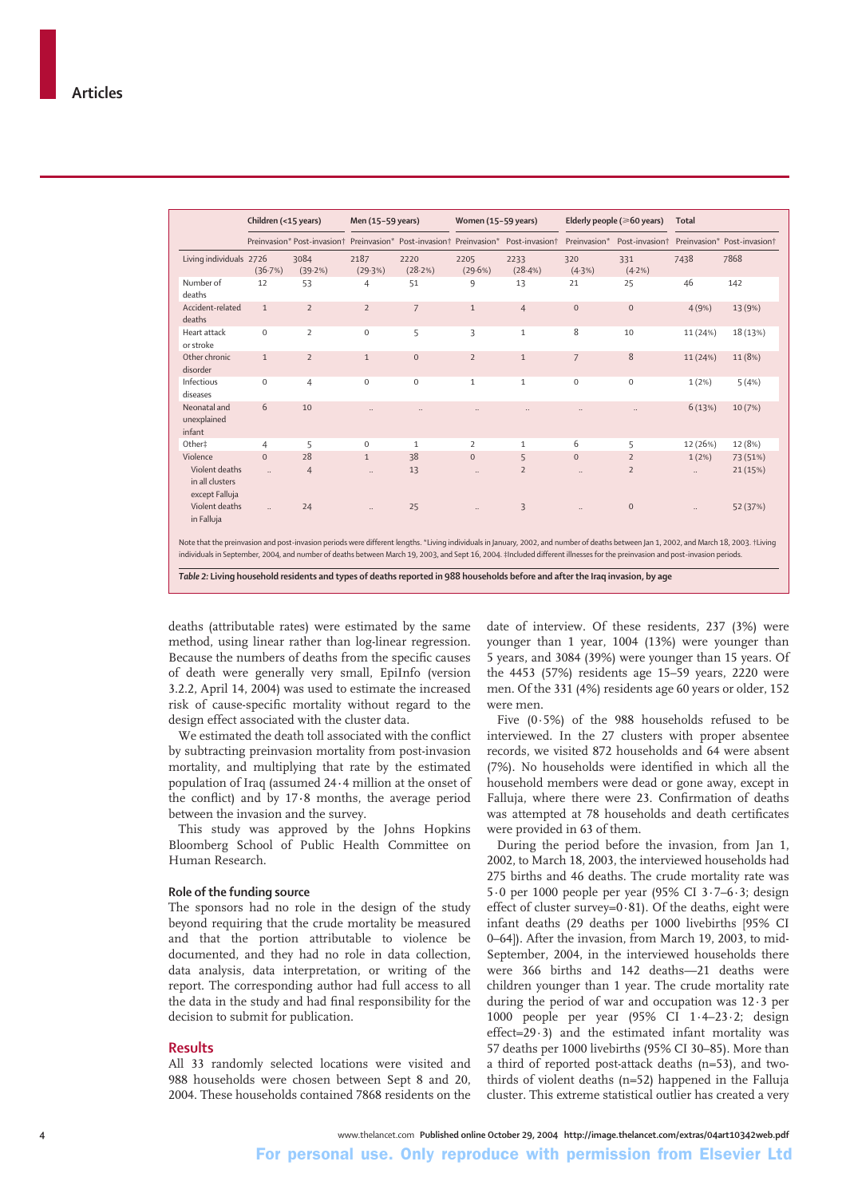|  | Children (<15 years) |  | Men (15–59 years) |  | Women (15–59 years) |  | Elderly people (≥60 years) |  | Total |  |
|---|---|---|---|---|---|---|---|---|---|---|
|  | Preinvasion* | Post-invasion† | Preinvasion* | Post-invasion† | Preinvasion* | Post-invasion† | Preinvasion* | Post-invasion† | Preinvasion* | Post-invasion† |
| Living individuals | 2726 (36·7%) | 3084 (39·2%) | 2187 (29·3%) | 2220 (28·2%) | 2205 (29·6%) | 2233 (28·4%) | 320 (4·3%) | 331 (4·2%) | 7438 | 7868 |
| Number of deaths | 12 | 53 | 4 | 51 | 9 | 13 | 21 | 25 | 46 | 142 |
| Accident-related deaths | 1 | 2 | 2 | 7 | 1 | 4 | 0 | 0 | 4 (9%) | 13 (9%) |
| Heart attack or stroke | 0 | 2 | 0 | 5 | 3 | 1 | 8 | 10 | 11 (24%) | 18 (13%) |
| Other chronic disorder | 1 | 2 | 1 | 0 | 2 | 1 | 7 | 8 | 11 (24%) | 11 (8%) |
| Infectious diseases | 0 | 4 | 0 | 0 | 1 | 1 | 0 | 0 | 1 (2%) | 5 (4%) |
| Neonatal and unexplained infant | 6 | 10 | .. | .. | .. | .. | .. | .. | 6 (13%) | 10 (7%) |
| Other‡ | 4 | 5 | 0 | 1 | 2 | 1 | 6 | 5 | 12 (26%) | 12 (8%) |
| Violence | 0 | 28 | 1 | 38 | 0 | 5 | 0 | 2 | 1 (2%) | 73 (51%) |
| Violent deaths in all clusters except Falluja | .. | 4 | .. | 13 | .. | 2 | .. | 2 | .. | 21 (15%) |
| Violent deaths in Falluja | .. | 24 | .. | 25 | .. | 3 | .. | 0 | .. | 52 (37%) |

Note that the preinvasion and post-invasion periods were different lengths. *Living individuals in January, 2002, and number of deaths between Jan 1, 2002, and March 18, 2003. †Living individuals in September, 2004, and number of deaths between March 19, 2003, and Sept 16, 2004. ‡Included different illnesses for the preinvasion and post-invasion periods.

*Table 2:* **Living household residents and types of deaths reported in 988 households before and after the Iraq invasion, by age**

deaths (attributable rates) were estimated by the same method, using linear rather than log-linear regression. Because the numbers of deaths from the specific causes of death were generally very small, EpiInfo (version 3.2.2, April 14, 2004) was used to estimate the increased risk of cause-specific mortality without regard to the design effect associated with the cluster data.

We estimated the death toll associated with the conflict by subtracting preinvasion mortality from post-invasion mortality, and multiplying that rate by the estimated population of Iraq (assumed 24·4 million at the onset of the conflict) and by 17·8 months, the average period between the invasion and the survey.

This study was approved by the Johns Hopkins Bloomberg School of Public Health Committee on Human Research.

### Role of the funding source

The sponsors had no role in the design of the study beyond requiring that the crude mortality be measured and that the portion attributable to violence be documented, and they had no role in data collection, data analysis, data interpretation, or writing of the report. The corresponding author had full access to all the data in the study and had final responsibility for the decision to submit for publication.

## Results

All 33 randomly selected locations were visited and 988 households were chosen between Sept 8 and 20, 2004. These households contained 7868 residents on the date of interview. Of these residents, 237 (3%) were younger than 1 year, 1004 (13%) were younger than 5 years, and 3084 (39%) were younger than 15 years. Of the 4453 (57%) residents age 15–59 years, 2220 were men. Of the 331 (4%) residents age 60 years or older, 152 were men.

Five (0·5%) of the 988 households refused to be interviewed. In the 27 clusters with proper absentee records, we visited 872 households and 64 were absent (7%). No households were identified in which all the household members were dead or gone away, except in Falluja, where there were 23. Confirmation of deaths was attempted at 78 households and death certificates were provided in 63 of them.

During the period before the invasion, from Jan 1, 2002, to March 18, 2003, the interviewed households had 275 births and 46 deaths. The crude mortality rate was 5·0 per 1000 people per year (95% CI 3·7–6·3; design effect of cluster survey=0·81). Of the deaths, eight were infant deaths (29 deaths per 1000 livebirths [95% CI 0–64]). After the invasion, from March 19, 2003, to mid-September, 2004, in the interviewed households there were 366 births and 142 deaths—21 deaths were children younger than 1 year. The crude mortality rate during the period of war and occupation was 12·3 per 1000 people per year (95% CI 1·4–23·2; design effect=29·3) and the estimated infant mortality was 57 deaths per 1000 livebirths (95% CI 30–85). More than a third of reported post-attack deaths (n=53), and two-thirds of violent deaths (n=52) happened in the Falluja cluster. This extreme statistical outlier has created a very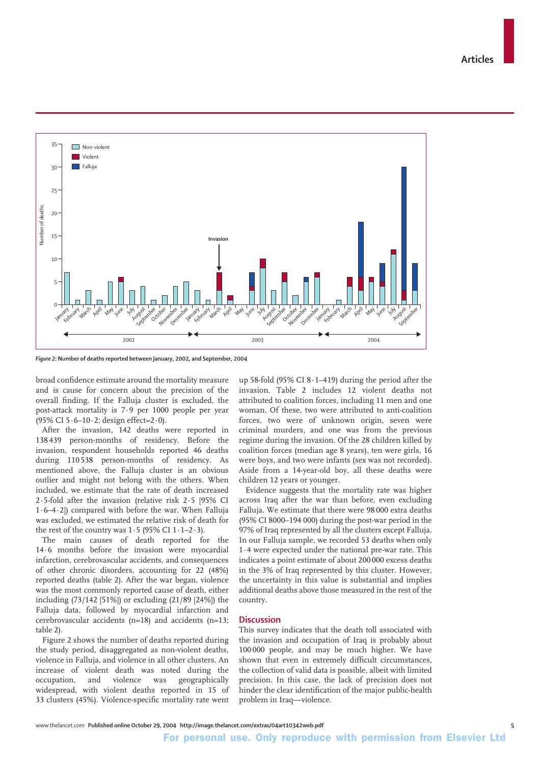Figure 2: Number of deaths reported between January, 2002, and September, 2004

broad confidence estimate around the mortality measure and is cause for concern about the precision of the overall finding. If the Falluja cluster is excluded, the post-attack mortality is 7·9 per 1000 people per year (95% CI 5·6–10·2; design effect=2·0).

After the invasion, 142 deaths were reported in 138 439 person-months of residency. Before the invasion, respondent households reported 46 deaths during 110 538 person-months of residency. As mentioned above, the Falluja cluster is an obvious outlier and might not belong with the others. When included, we estimate that the rate of death increased 2·5-fold after the invasion (relative risk 2·5 [95% CI 1·6–4·2]) compared with before the war. When Falluja was excluded, we estimated the relative risk of death for the rest of the country was 1·5 (95% CI 1·1–2·3).

The main causes of death reported for the 14·6 months before the invasion were myocardial infarction, cerebrovascular accidents, and consequences of other chronic disorders, accounting for 22 (48%) reported deaths (table 2). After the war began, violence was the most commonly reported cause of death, either including (73/142 [51%]) or excluding (21/89 [24%]) the Falluja data, followed by myocardial infarction and cerebrovascular accidents (n=18) and accidents (n=13; table 2).

Figure 2 shows the number of deaths reported during the study period, disaggregated as non-violent deaths, violence in Falluja, and violence in all other clusters. An increase of violent death was noted during the occupation, and violence was geographically widespread, with violent deaths reported in 15 of 33 clusters (45%). Violence-specific mortality rate went up 58-fold (95% CI 8·1–419) during the period after the invasion. Table 2 includes 12 violent deaths not attributed to coalition forces, including 11 men and one woman. Of these, two were attributed to anti-coalition forces, two were of unknown origin, seven were criminal murders, and one was from the previous regime during the invasion. Of the 28 children killed by coalition forces (median age 8 years), ten were girls, 16 were boys, and two were infants (sex was not recorded). Aside from a 14-year-old boy, all these deaths were children 12 years or younger.

Evidence suggests that the mortality rate was higher across Iraq after the war than before, even excluding Falluja. We estimate that there were 98 000 extra deaths (95% CI 8000–194 000) during the post-war period in the 97% of Iraq represented by all the clusters except Falluja. In our Falluja sample, we recorded 53 deaths when only 1·4 were expected under the national pre-war rate. This indicates a point estimate of about 200 000 excess deaths in the 3% of Iraq represented by this cluster. However, the uncertainty in this value is substantial and implies additional deaths above those measured in the rest of the country.

## Discussion

This survey indicates that the death toll associated with the invasion and occupation of Iraq is probably about 100 000 people, and may be much higher. We have shown that even in extremely difficult circumstances, the collection of valid data is possible, albeit with limited precision. In this case, the lack of precision does not hinder the clear identification of the major public-health problem in Iraq—violence.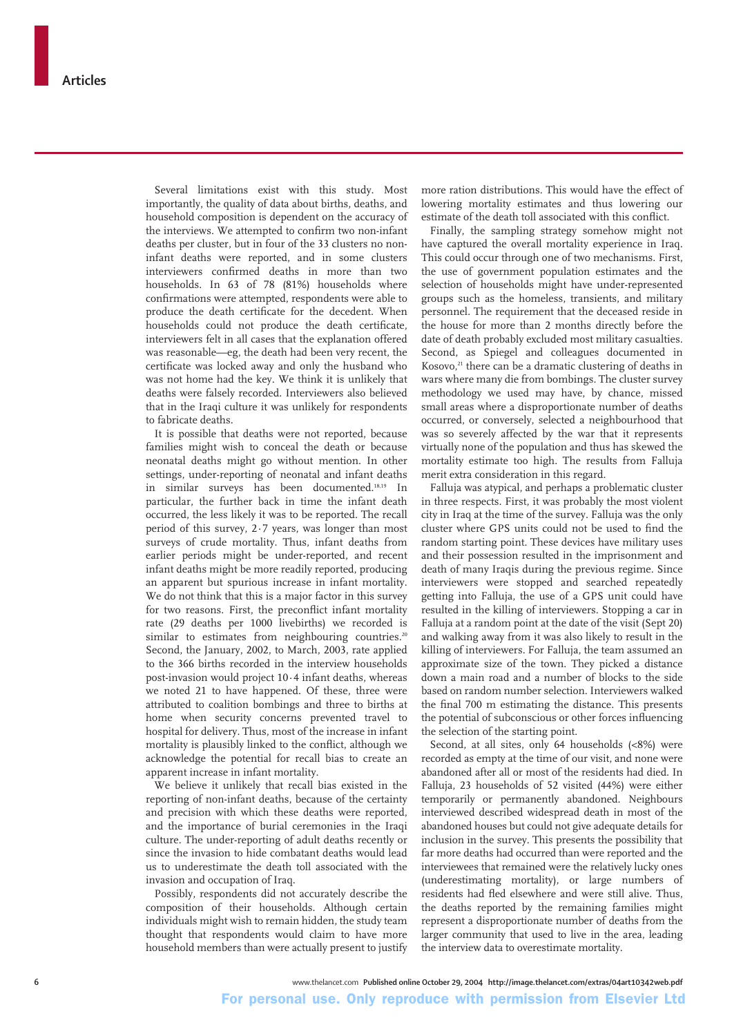Several limitations exist with this study. Most importantly, the quality of data about births, deaths, and household composition is dependent on the accuracy of the interviews. We attempted to confirm two non-infant deaths per cluster, but in four of the 33 clusters no non-infant deaths were reported, and in some clusters interviewers confirmed deaths in more than two households. In 63 of 78 (81%) households where confirmations were attempted, respondents were able to produce the death certificate for the decedent. When households could not produce the death certificate, interviewers felt in all cases that the explanation offered was reasonable—eg, the death had been very recent, the certificate was locked away and only the husband who was not home had the key. We think it is unlikely that deaths were falsely recorded. Interviewers also believed that in the Iraqi culture it was unlikely for respondents to fabricate deaths.

It is possible that deaths were not reported, because families might wish to conceal the death or because neonatal deaths might go without mention. In other settings, under-reporting of neonatal and infant deaths in similar surveys has been documented.[18,19] In particular, the further back in time the infant death occurred, the less likely it was to be reported. The recall period of this survey, 2·7 years, was longer than most surveys of crude mortality. Thus, infant deaths from earlier periods might be under-reported, and recent infant deaths might be more readily reported, producing an apparent but spurious increase in infant mortality. We do not think that this is a major factor in this survey for two reasons. First, the preconflict infant mortality rate (29 deaths per 1000 livebirths) we recorded is similar to estimates from neighbouring countries.[20] Second, the January, 2002, to March, 2003, rate applied to the 366 births recorded in the interview households post-invasion would project 10·4 infant deaths, whereas we noted 21 to have happened. Of these, three were attributed to coalition bombings and three to births at home when security concerns prevented travel to hospital for delivery. Thus, most of the increase in infant mortality is plausibly linked to the conflict, although we acknowledge the potential for recall bias to create an apparent increase in infant mortality.

We believe it unlikely that recall bias existed in the reporting of non-infant deaths, because of the certainty and precision with which these deaths were reported, and the importance of burial ceremonies in the Iraqi culture. The under-reporting of adult deaths recently or since the invasion to hide combatant deaths would lead us to underestimate the death toll associated with the invasion and occupation of Iraq.

Possibly, respondents did not accurately describe the composition of their households. Although certain individuals might wish to remain hidden, the study team thought that respondents would claim to have more household members than were actually present to justify more ration distributions. This would have the effect of lowering mortality estimates and thus lowering our estimate of the death toll associated with this conflict.

Finally, the sampling strategy somehow might not have captured the overall mortality experience in Iraq. This could occur through one of two mechanisms. First, the use of government population estimates and the selection of households might have under-represented groups such as the homeless, transients, and military personnel. The requirement that the deceased reside in the house for more than 2 months directly before the date of death probably excluded most military casualties. Second, as Spiegel and colleagues documented in Kosovo,[21] there can be a dramatic clustering of deaths in wars where many die from bombings. The cluster survey methodology we used may have, by chance, missed small areas where a disproportionate number of deaths occurred, or conversely, selected a neighbourhood that was so severely affected by the war that it represents virtually none of the population and thus has skewed the mortality estimate too high. The results from Falluja merit extra consideration in this regard.

Falluja was atypical, and perhaps a problematic cluster in three respects. First, it was probably the most violent city in Iraq at the time of the survey. Falluja was the only cluster where GPS units could not be used to find the random starting point. These devices have military uses and their possession resulted in the imprisonment and death of many Iraqis during the previous regime. Since interviewers were stopped and searched repeatedly getting into Falluja, the use of a GPS unit could have resulted in the killing of interviewers. Stopping a car in Falluja at a random point at the date of the visit (Sept 20) and walking away from it was also likely to result in the killing of interviewers. For Falluja, the team assumed an approximate size of the town. They picked a distance down a main road and a number of blocks to the side based on random number selection. Interviewers walked the final 700 m estimating the distance. This presents the potential of subconscious or other forces influencing the selection of the starting point.

Second, at all sites, only 64 households (<8%) were recorded as empty at the time of our visit, and none were abandoned after all or most of the residents had died. In Falluja, 23 households of 52 visited (44%) were either temporarily or permanently abandoned. Neighbours interviewed described widespread death in most of the abandoned houses but could not give adequate details for inclusion in the survey. This presents the possibility that far more deaths had occurred than were reported and the interviewees that remained were the relatively lucky ones (underestimating mortality), or large numbers of residents had fled elsewhere and were still alive. Thus, the deaths reported by the remaining families might represent a disproportionate number of deaths from the larger community that used to live in the area, leading the interview data to overestimate mortality.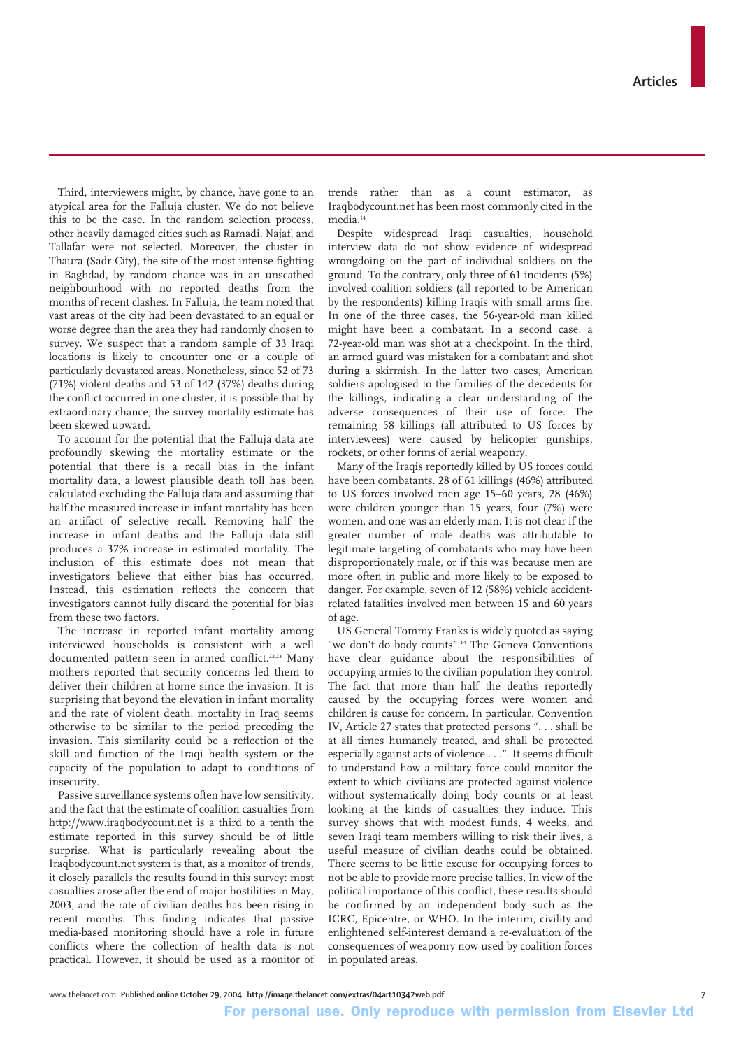Third, interviewers might, by chance, have gone to an atypical area for the Falluja cluster. We do not believe this to be the case. In the random selection process, other heavily damaged cities such as Ramadi, Najaf, and Tallafar were not selected. Moreover, the cluster in Thaura (Sadr City), the site of the most intense fighting in Baghdad, by random chance was in an unscathed neighbourhood with no reported deaths from the months of recent clashes. In Falluja, the team noted that vast areas of the city had been devastated to an equal or worse degree than the area they had randomly chosen to survey. We suspect that a random sample of 33 Iraqi locations is likely to encounter one or a couple of particularly devastated areas. Nonetheless, since 52 of 73 (71%) violent deaths and 53 of 142 (37%) deaths during the conflict occurred in one cluster, it is possible that by extraordinary chance, the survey mortality estimate has been skewed upward.

To account for the potential that the Falluja data are profoundly skewing the mortality estimate or the potential that there is a recall bias in the infant mortality data, a lowest plausible death toll has been calculated excluding the Falluja data and assuming that half the measured increase in infant mortality has been an artifact of selective recall. Removing half the increase in infant deaths and the Falluja data still produces a 37% increase in estimated mortality. The inclusion of this estimate does not mean that investigators believe that either bias has occurred. Instead, this estimation reflects the concern that investigators cannot fully discard the potential for bias from these two factors.

The increase in reported infant mortality among interviewed households is consistent with a well documented pattern seen in armed conflict.[22,23] Many mothers reported that security concerns led them to deliver their children at home since the invasion. It is surprising that beyond the elevation in infant mortality and the rate of violent death, mortality in Iraq seems otherwise to be similar to the period preceding the invasion. This similarity could be a reflection of the skill and function of the Iraqi health system or the capacity of the population to adapt to conditions of insecurity.

Passive surveillance systems often have low sensitivity, and the fact that the estimate of coalition casualties from http://www.iraqbodycount.net is a third to a tenth the estimate reported in this survey should be of little surprise. What is particularly revealing about the Iraqbodycount.net system is that, as a monitor of trends, it closely parallels the results found in this survey: most casualties arose after the end of major hostilities in May, 2003, and the rate of civilian deaths has been rising in recent months. This finding indicates that passive media-based monitoring should have a role in future conflicts where the collection of health data is not practical. However, it should be used as a monitor of trends rather than as a count estimator, as Iraqbodycount.net has been most commonly cited in the media.[14]

Despite widespread Iraqi casualties, household interview data do not show evidence of widespread wrongdoing on the part of individual soldiers on the ground. To the contrary, only three of 61 incidents (5%) involved coalition soldiers (all reported to be American by the respondents) killing Iraqis with small arms fire. In one of the three cases, the 56-year-old man killed might have been a combatant. In a second case, a 72-year-old man was shot at a checkpoint. In the third, an armed guard was mistaken for a combatant and shot during a skirmish. In the latter two cases, American soldiers apologised to the families of the decedents for the killings, indicating a clear understanding of the adverse consequences of their use of force. The remaining 58 killings (all attributed to US forces by interviewees) were caused by helicopter gunships, rockets, or other forms of aerial weaponry.

Many of the Iraqis reportedly killed by US forces could have been combatants. 28 of 61 killings (46%) attributed to US forces involved men age 15–60 years, 28 (46%) were children younger than 15 years, four (7%) were women, and one was an elderly man. It is not clear if the greater number of male deaths was attributable to legitimate targeting of combatants who may have been disproportionately male, or if this was because men are more often in public and more likely to be exposed to danger. For example, seven of 12 (58%) vehicle accident-related fatalities involved men between 15 and 60 years of age.

US General Tommy Franks is widely quoted as saying "we don't do body counts".[14] The Geneva Conventions have clear guidance about the responsibilities of occupying armies to the civilian population they control. The fact that more than half the deaths reportedly caused by the occupying forces were women and children is cause for concern. In particular, Convention IV, Article 27 states that protected persons ". . . shall be at all times humanely treated, and shall be protected especially against acts of violence . . .". It seems difficult to understand how a military force could monitor the extent to which civilians are protected against violence without systematically doing body counts or at least looking at the kinds of casualties they induce. This survey shows that with modest funds, 4 weeks, and seven Iraqi team members willing to risk their lives, a useful measure of civilian deaths could be obtained. There seems to be little excuse for occupying forces to not be able to provide more precise tallies. In view of the political importance of this conflict, these results should be confirmed by an independent body such as the ICRC, Epicentre, or WHO. In the interim, civility and enlightened self-interest demand a re-evaluation of the consequences of weaponry now used by coalition forces in populated areas.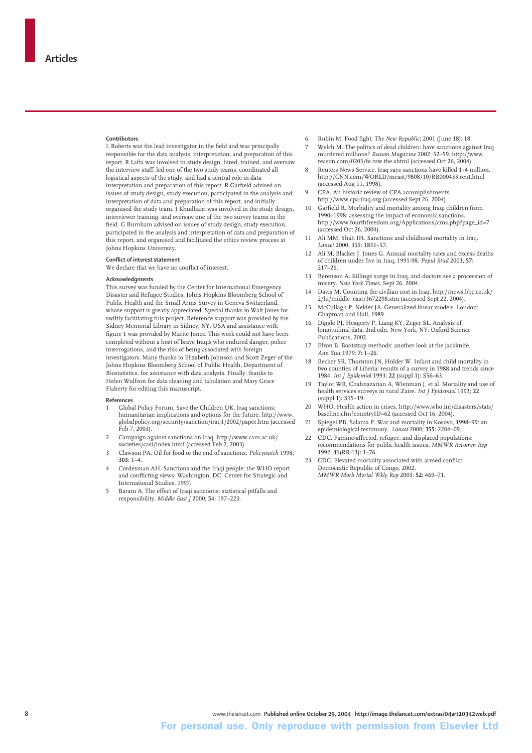### Contributors

L Roberts was the lead investigator in the field and was principally responsible for the data analysis, interpretation, and preparation of this report. R Lafta was involved in study design, hired, trained, and oversaw the interview staff, led one of the two study teams, coordinated all logistical aspects of the study, and had a central role in data interpretation and preparation of this report. R Garfield advised on issues of study design, study execution, participated in the analysis and interpretation of data and preparation of this report, and initially organised the study team. J Khudhairi was involved in the study design, interviewer training, and oversaw one of the two survey teams in the field. G Burnham advised on issues of study design, study execution, participated in the analysis and interpretation of data and preparation of this report, and organised and facilitated the ethics review process at Johns Hopkins University.

### Conflict of interest statement

We declare that we have no conflict of interest.

### Acknowledgments

This survey was funded by the Center for International Emergency Disaster and Refugee Studies, Johns Hopkins Bloomberg School of Public Health and the Small Arms Survey in Geneva Switzerland, whose support is greatly appreciated. Special thanks to Walt Jones for swiftly facilitating this project. Reference support was provided by the Sidney Memorial Library in Sidney, NY, USA and assistance with figure 1 was provided by Marite Jones. This work could not have been completed without a host of brave Iraqis who endured danger, police interrogations, and the risk of being associated with foreign investigators. Many thanks to Elizabeth Johnson and Scott Zeger of the Johns Hopkins Bloomberg School of Public Health, Department of Biostatistics, for assistance with data analysis. Finally, thanks to Helen Wolfson for data cleaning and tabulation and Mary Grace Flaherty for editing this manuscript.

### References

1. Global Policy Forum, Save the Children UK. Iraq sanctions: humanitarian implications and options for the future. http://www.globalpolicy.org/security/sanction/iraq1/2002/paper.htm (accessed Feb 7, 2003).
2. Campaign against sanctions on Iraq. http://www.cam.ac.uk/societies/casi/index.html (accessed Feb 7, 2003).
3. Clawson PA. Oil for food or the end of sanctions. *Policywatch* 1998; **303**: 1–4.
4. Cordesman AH. Sanctions and the Iraqi people: the WHO report and conflicting views. Washington, DC: Center for Strategic and International Studies, 1997.
5. Baram A. The effect of Iraqi sanctions: statistical pitfalls and responsibility. *Middle East J* 2000; **54**: 197–223.
6. Rubin M. Food fight. *The New Republic*; 2001 (June 18): 18.
7. Welch M. The politics of dead children: have sanctions against Iraq murdered millions? *Reason Magazine* 2002: 52–59. http://www.reason.com/0203/fe.mw.the.shtml (accessed Oct 26, 2004).
8. Reuters News Service. Iraq says sanctions have killed 1·4 million. http://CNN.com/WORLD/meast/9808/10/RB000433.reut.html (accessed Aug 11, 1998).
9. CPA. An historic review of CPA accomplishments. http://www.cpa-iraq.org (accessed Sept 26, 2004).
10. Garfield R. Morbidity and mortality among Iraqi children from 1990–1998: assessing the impact of economic sanctions. http://www.fourthfreedom.org/Applications/cms.php?page_id=7 (accessed Oct 26, 2004).
11. Ali MM, Shah IH. Sanctions and childhood mortality in Iraq. *Lancet* 2000; 355: 1851–57.
12. Ali M, Blacker J, Jones G. Annual mortality rates and excess deaths of children under five in Iraq, 1991-98. *Popul Stud* 2003, **57**: 217–26.
13. Berenson A. Killings surge in Iraq, and doctors see a procession of misery. *New York Times*, Sept 26, 2004.
14. Davis M. Counting the civilian cost in Iraq. http://news.bbc.co.uk/2/hi/middle_east/3672298.stm (accessed Sept 22, 2004).
15. McCullagh P, Nelder JA. Generalized linear models. London: Chapman and Hall, 1989.
16. Diggle PJ, Heagerty P, Liang KY, Zeger SL. Analysis of longitudinal data, 2nd edn. New York, NY: Oxford Science Publications, 2002.
17. Efron B. Bootstrap methods: another look at the jackknife. *Ann Stat* 1979; **7**: 1–26.
18. Becker SR, Thornton JN, Holder W. Infant and child mortality in two counties of Liberia: results of a survey in 1988 and trends since 1984. *Int J Epidemiol* 1993; **22** (suppl 1): S56–63.
19. Taylor WR, Chahnazarian A, Wienman J, et al. Mortality and use of health services surveys in rural Zaire. *Int J Epidemiol* 1993; **22** (suppl 1): S15–19.
20. WHO. Health action in crises. http://www.who.int/disasters/stats/baseline.cfm?countryID=62 (accessed Oct 16, 2004).
21. Spiegel PB, Salama P. War and mortality in Kosovo, 1998–99: an epidemiological testimony. *Lancet* 2000; **355**: 2204–09.
22. CDC. Famine-affected, refugee, and displaced populations: recommendations for public health issues. *MMWR Recomm Rep* 1992; **41**(RR-13): 1–76.
23. CDC. Elevated mortality associated with armed conflict: Democratic Republic of Congo, 2002. *MMWR Morb Mortal Wkly Rep* 2003; **52**: 469–71.